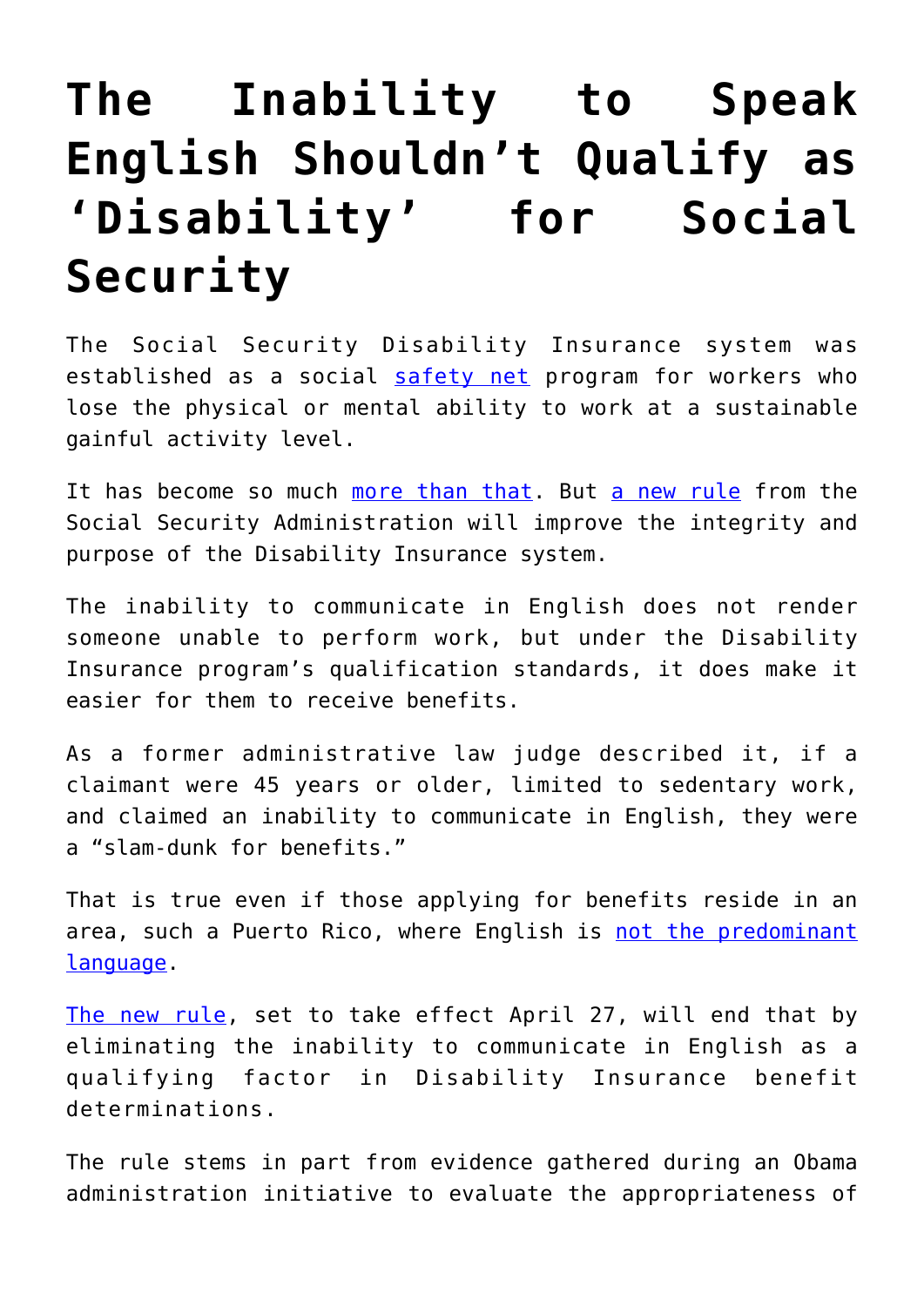# The Inability to Speak English Shouldn't Qualify as 'Disability' for Social Security

The Social Security Disability Insurance system was established as a social safety net program for workers who lose the physical or mental ability to work at a sustainable gainful activity level.

It has become so much more than that. But a new rule from the Social Security Administration will improve the integrity and purpose of the Disability Insurance system.

The inability to communicate in English does not render someone unable to perform work, but under the Disability Insurance program's qualification standards, it does make it easier for them to receive benefits.

As a former administrative law judge described it, if a claimant were 45 years or older, limited to sedentary work, and claimed an inability to communicate in English, they were a "slam-dunk for benefits."

That is true even if those applying for benefits reside in an area, such a Puerto Rico, where English is not the predominant language.

The new rule, set to take effect April 27, will end that by eliminating the inability to communicate in English as a qualifying factor in Disability Insurance benefit determinations.

The rule stems in part from evidence gathered during an Obama administration initiative to evaluate the appropriateness of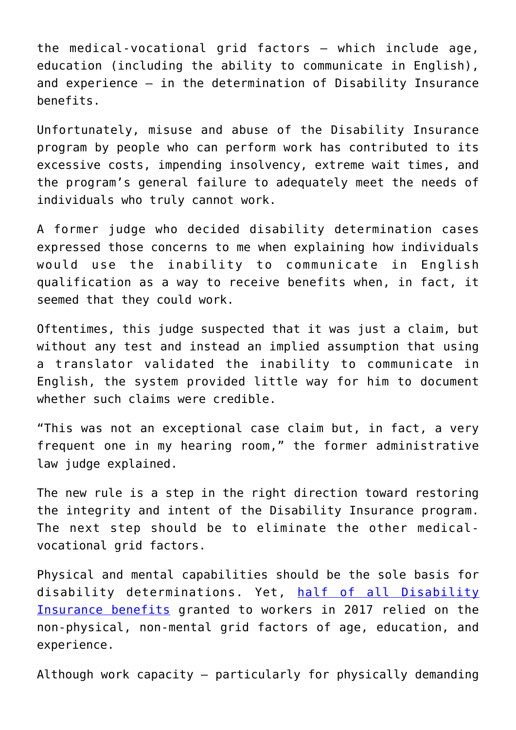the medical-vocational grid factors — which include age, education (including the ability to communicate in English), and experience — in the determination of Disability Insurance benefits.

Unfortunately, misuse and abuse of the Disability Insurance program by people who can perform work has contributed to its excessive costs, impending insolvency, extreme wait times, and the program's general failure to adequately meet the needs of individuals who truly cannot work.

A former judge who decided disability determination cases expressed those concerns to me when explaining how individuals would use the inability to communicate in English qualification as a way to receive benefits when, in fact, it seemed that they could work.

Oftentimes, this judge suspected that it was just a claim, but without any test and instead an implied assumption that using a translator validated the inability to communicate in English, the system provided little way for him to document whether such claims were credible.

"This was not an exceptional case claim but, in fact, a very frequent one in my hearing room," the former administrative law judge explained.

The new rule is a step in the right direction toward restoring the integrity and intent of the Disability Insurance program. The next step should be to eliminate the other medical-vocational grid factors.

Physical and mental capabilities should be the sole basis for disability determinations. Yet, half of all Disability Insurance benefits granted to workers in 2017 relied on the non-physical, non-mental grid factors of age, education, and experience.

Although work capacity — particularly for physically demanding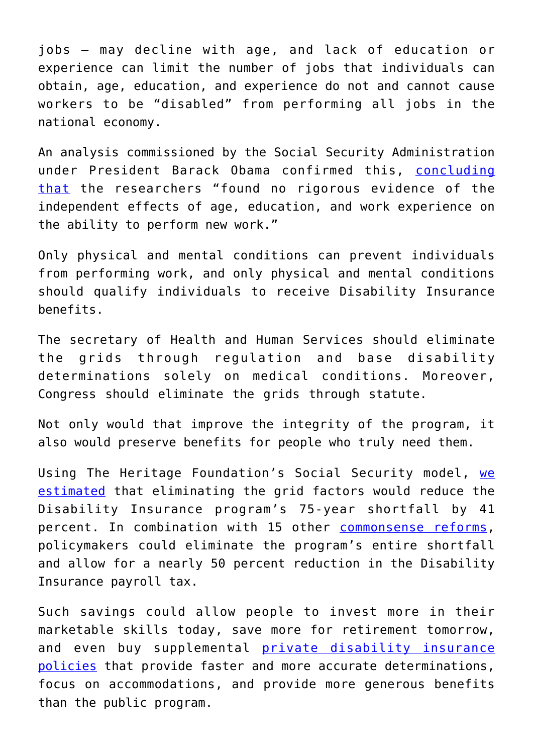jobs — may decline with age, and lack of education or experience can limit the number of jobs that individuals can obtain, age, education, and experience do not and cannot cause workers to be "disabled" from performing all jobs in the national economy.

An analysis commissioned by the Social Security Administration under President Barack Obama confirmed this, concluding that the researchers "found no rigorous evidence of the independent effects of age, education, and work experience on the ability to perform new work."

Only physical and mental conditions can prevent individuals from performing work, and only physical and mental conditions should qualify individuals to receive Disability Insurance benefits.

The secretary of Health and Human Services should eliminate the grids through regulation and base disability determinations solely on medical conditions. Moreover, Congress should eliminate the grids through statute.

Not only would that improve the integrity of the program, it also would preserve benefits for people who truly need them.

Using The Heritage Foundation's Social Security model, we estimated that eliminating the grid factors would reduce the Disability Insurance program's 75-year shortfall by 41 percent. In combination with 15 other commonsense reforms, policymakers could eliminate the program's entire shortfall and allow for a nearly 50 percent reduction in the Disability Insurance payroll tax.

Such savings could allow people to invest more in their marketable skills today, save more for retirement tomorrow, and even buy supplemental private disability insurance policies that provide faster and more accurate determinations, focus on accommodations, and provide more generous benefits than the public program.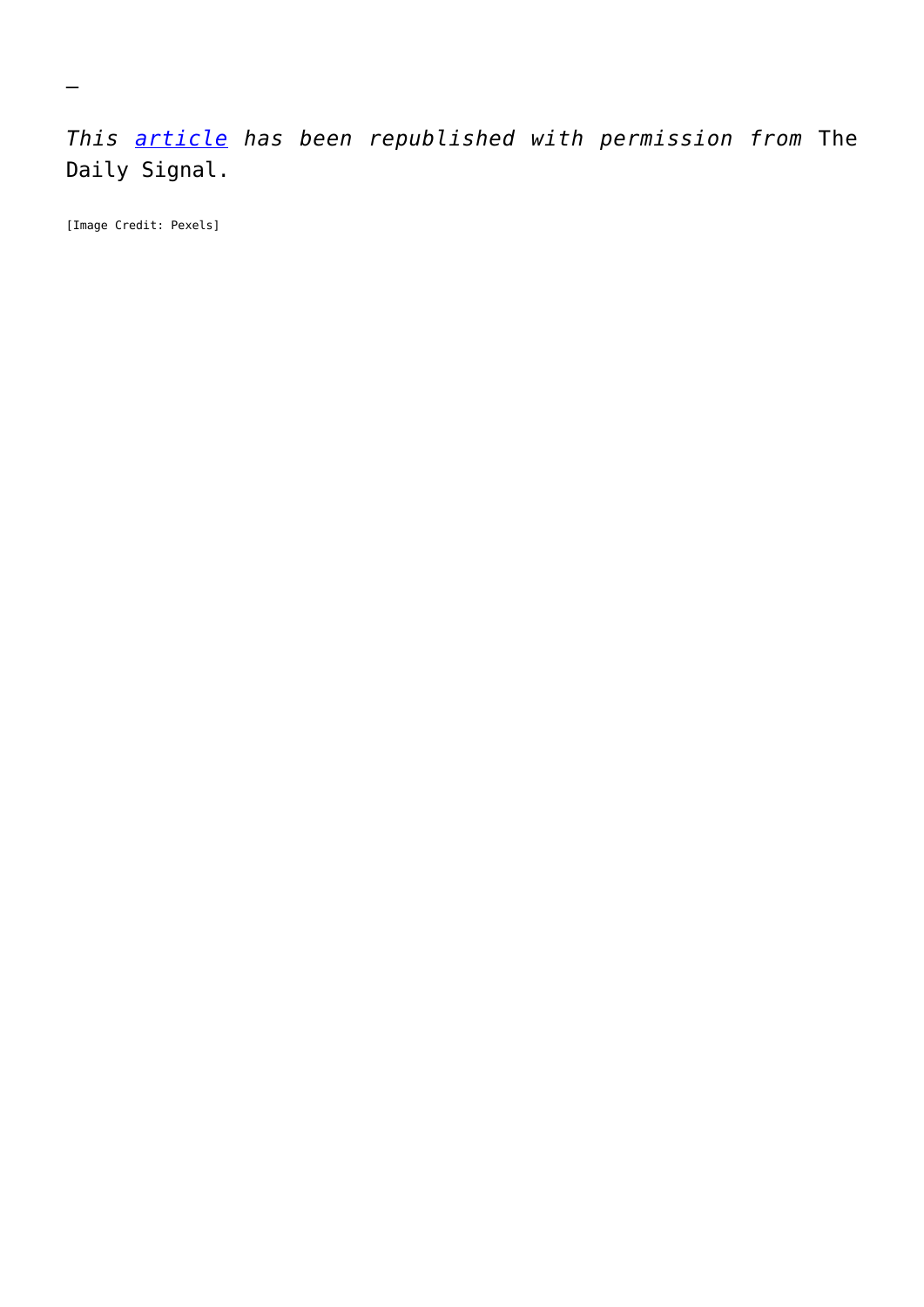—

*This article has been republished with permission from* The Daily Signal.

[Image Credit: Pexels]